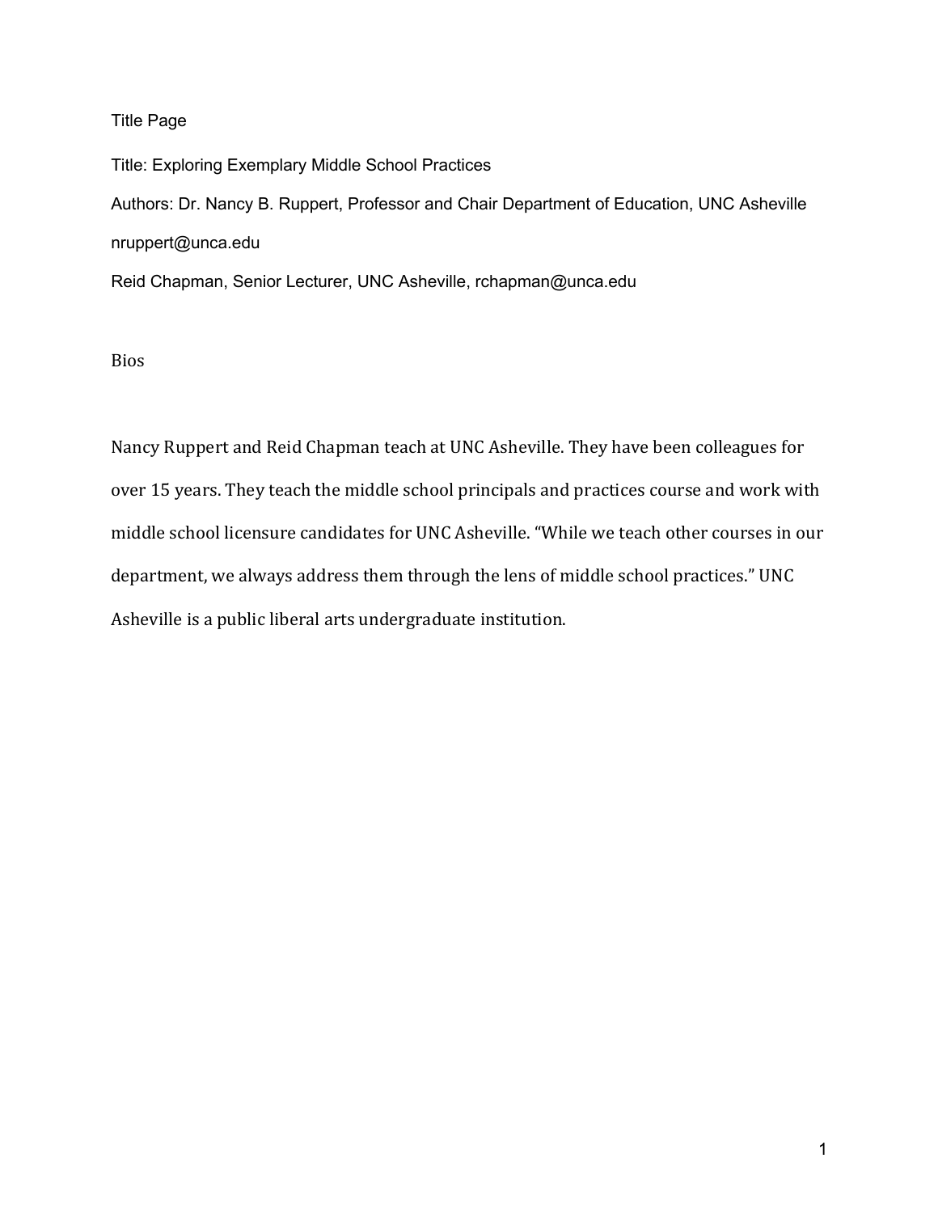Title Page

# Title: Exploring Exemplary Middle School Practices

Authors: Dr. Nancy B. Ruppert, Professor and Chair Department of Education, UNC Asheville nruppert@unca.edu

Reid Chapman, Senior Lecturer, UNC Asheville, rchapman@unca.edu

## Bios

Nancy Ruppert and Reid Chapman teach at UNC Asheville. They have been colleagues for over 15 years. They teach the middle school principals and practices course and work with middle school licensure candidates for UNC Asheville. "While we teach other courses in our department, we always address them through the lens of middle school practices." UNC Asheville is a public liberal arts undergraduate institution.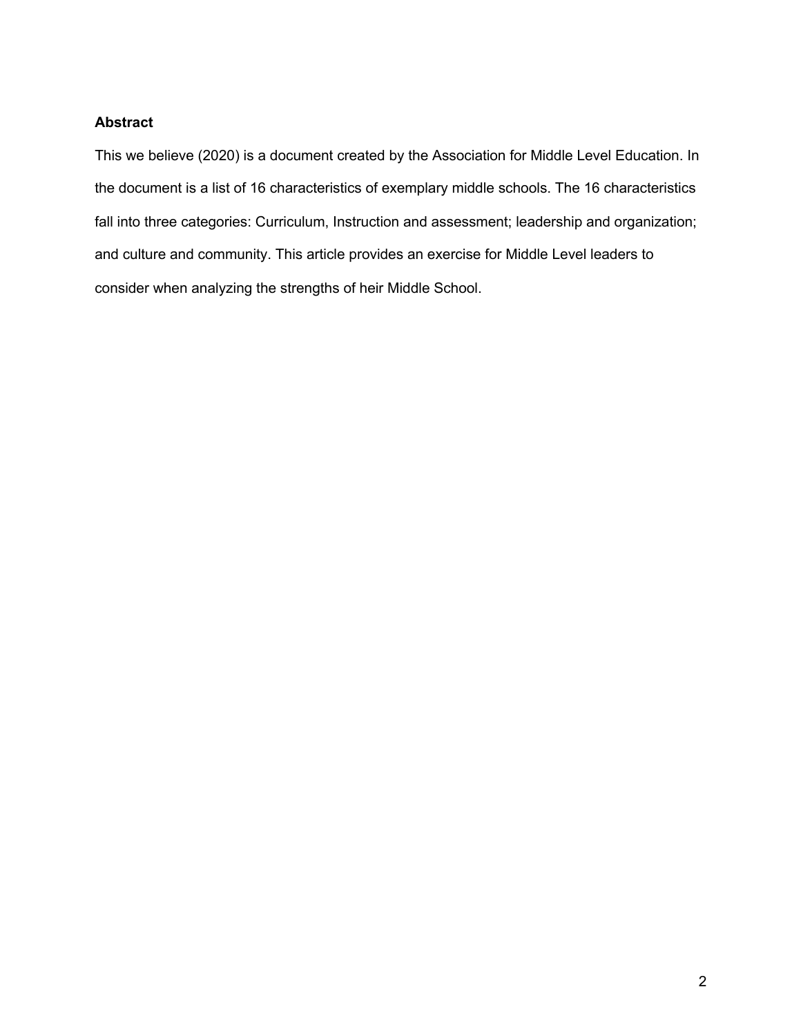**Abstract**

This we believe (2020) is a document created by the Association for Middle Level Education. In the document is a list of 16 characteristics of exemplary middle schools. The 16 characteristics fall into three categories: Curriculum, Instruction and assessment; leadership and organization; and culture and community. This article provides an exercise for Middle Level leaders to consider when analyzing the strengths of heir Middle School.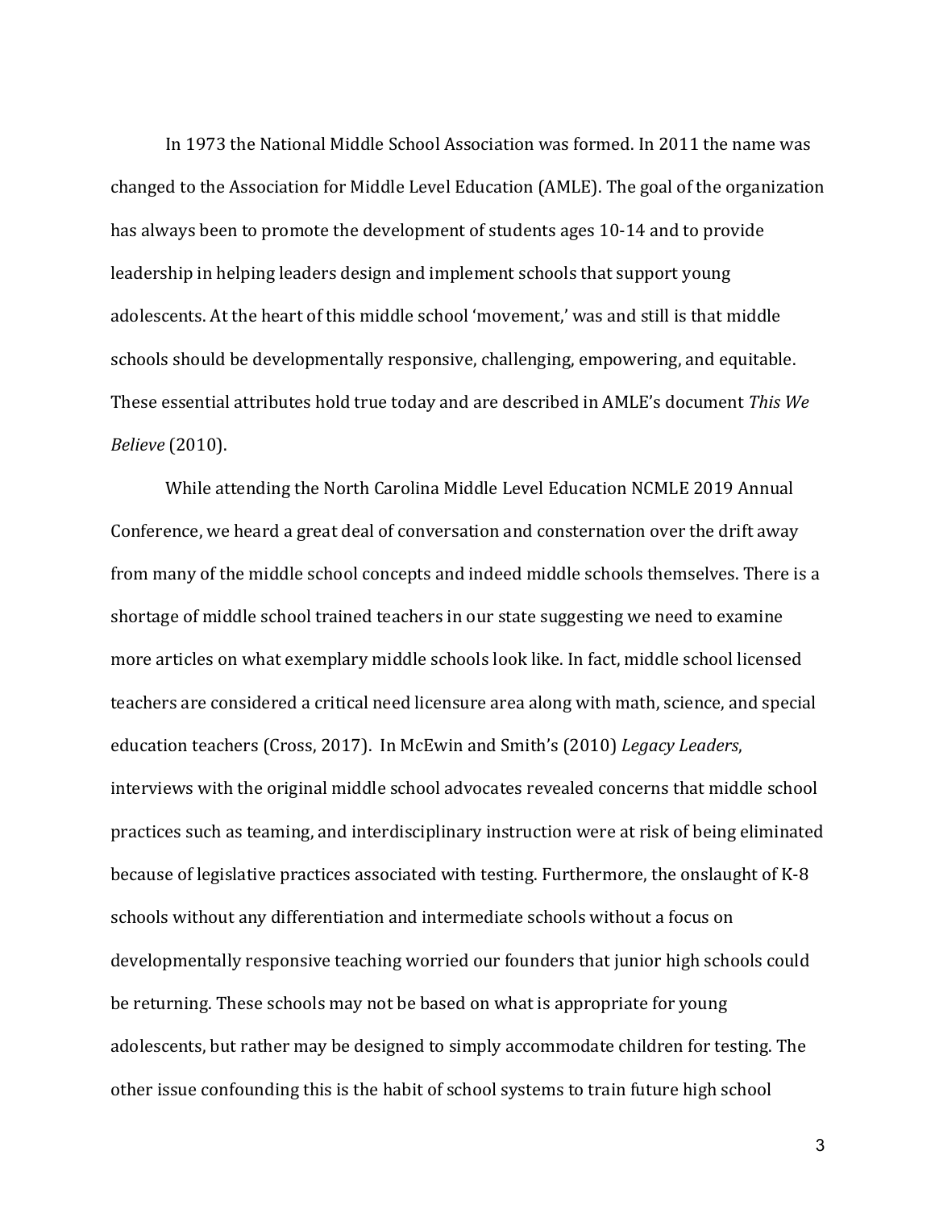In 1973 the National Middle School Association was formed. In 2011 the name was changed to the Association for Middle Level Education (AMLE). The goal of the organization has always been to promote the development of students ages 10-14 and to provide leadership in helping leaders design and implement schools that support young adolescents. At the heart of this middle school 'movement,' was and still is that middle schools should be developmentally responsive, challenging, empowering, and equitable. These essential attributes hold true today and are described in AMLE's document *This We Believe* (2010).

While attending the North Carolina Middle Level Education NCMLE 2019 Annual Conference, we heard a great deal of conversation and consternation over the drift away from many of the middle school concepts and indeed middle schools themselves. There is a shortage of middle school trained teachers in our state suggesting we need to examine more articles on what exemplary middle schools look like. In fact, middle school licensed teachers are considered a critical need licensure area along with math, science, and special education teachers (Cross, 2017). In McEwin and Smith's (2010) *Legacy Leaders*, interviews with the original middle school advocates revealed concerns that middle school practices such as teaming, and interdisciplinary instruction were at risk of being eliminated because of legislative practices associated with testing. Furthermore, the onslaught of K-8 schools without any differentiation and intermediate schools without a focus on developmentally responsive teaching worried our founders that junior high schools could be returning. These schools may not be based on what is appropriate for young adolescents, but rather may be designed to simply accommodate children for testing. The other issue confounding this is the habit of school systems to train future high school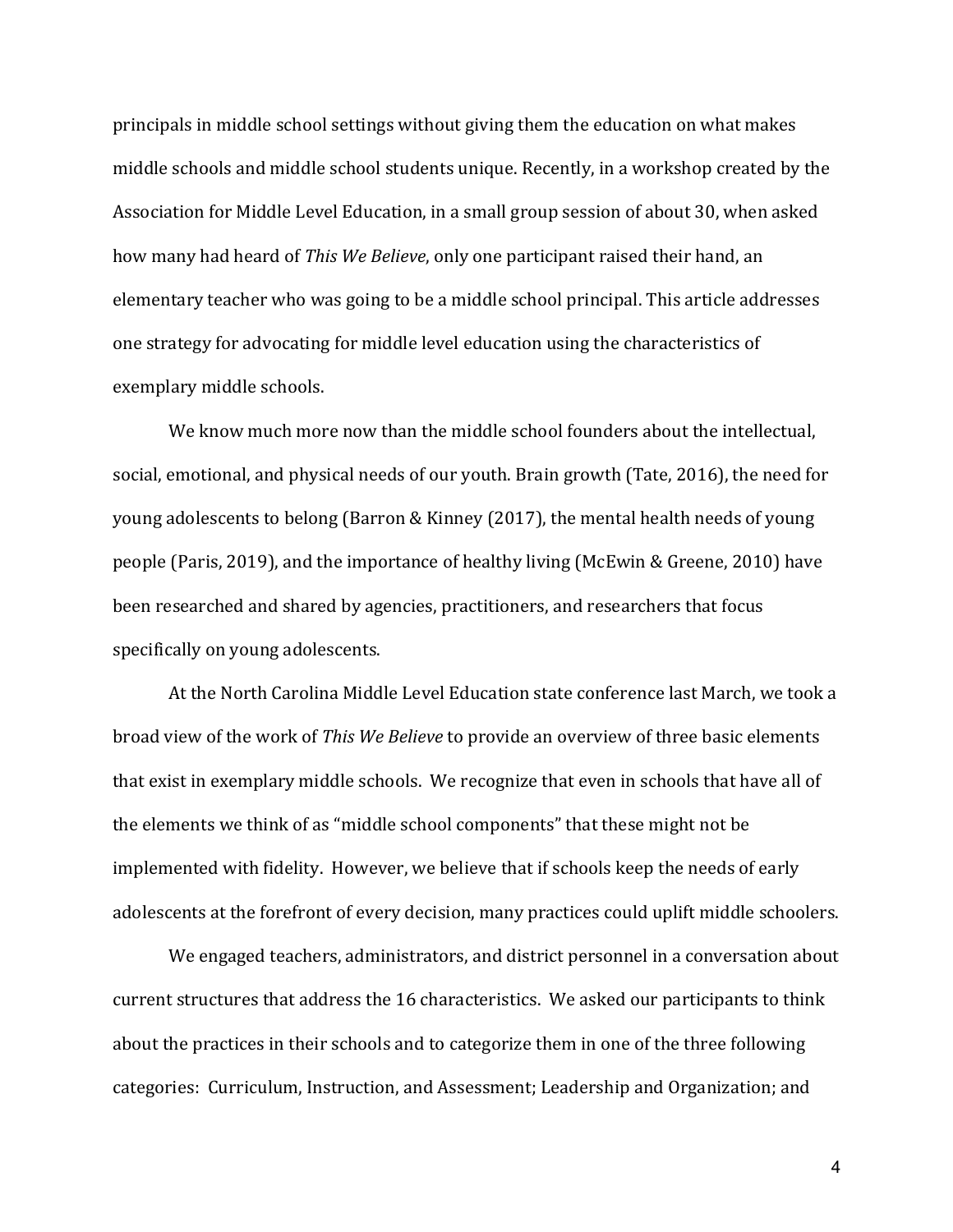principals in middle school settings without giving them the education on what makes middle schools and middle school students unique. Recently, in a workshop created by the Association for Middle Level Education, in a small group session of about 30, when asked how many had heard of *This We Believe*, only one participant raised their hand, an elementary teacher who was going to be a middle school principal. This article addresses one strategy for advocating for middle level education using the characteristics of exemplary middle schools.

We know much more now than the middle school founders about the intellectual, social, emotional, and physical needs of our youth. Brain growth (Tate, 2016), the need for young adolescents to belong (Barron & Kinney (2017), the mental health needs of young people (Paris, 2019), and the importance of healthy living (McEwin & Greene, 2010) have been researched and shared by agencies, practitioners, and researchers that focus specifically on young adolescents.

At the North Carolina Middle Level Education state conference last March, we took a broad view of the work of *This We Believe* to provide an overview of three basic elements that exist in exemplary middle schools. We recognize that even in schools that have all of the elements we think of as "middle school components" that these might not be implemented with fidelity. However, we believe that if schools keep the needs of early adolescents at the forefront of every decision, many practices could uplift middle schoolers.

We engaged teachers, administrators, and district personnel in a conversation about current structures that address the 16 characteristics. We asked our participants to think about the practices in their schools and to categorize them in one of the three following categories: Curriculum, Instruction, and Assessment; Leadership and Organization; and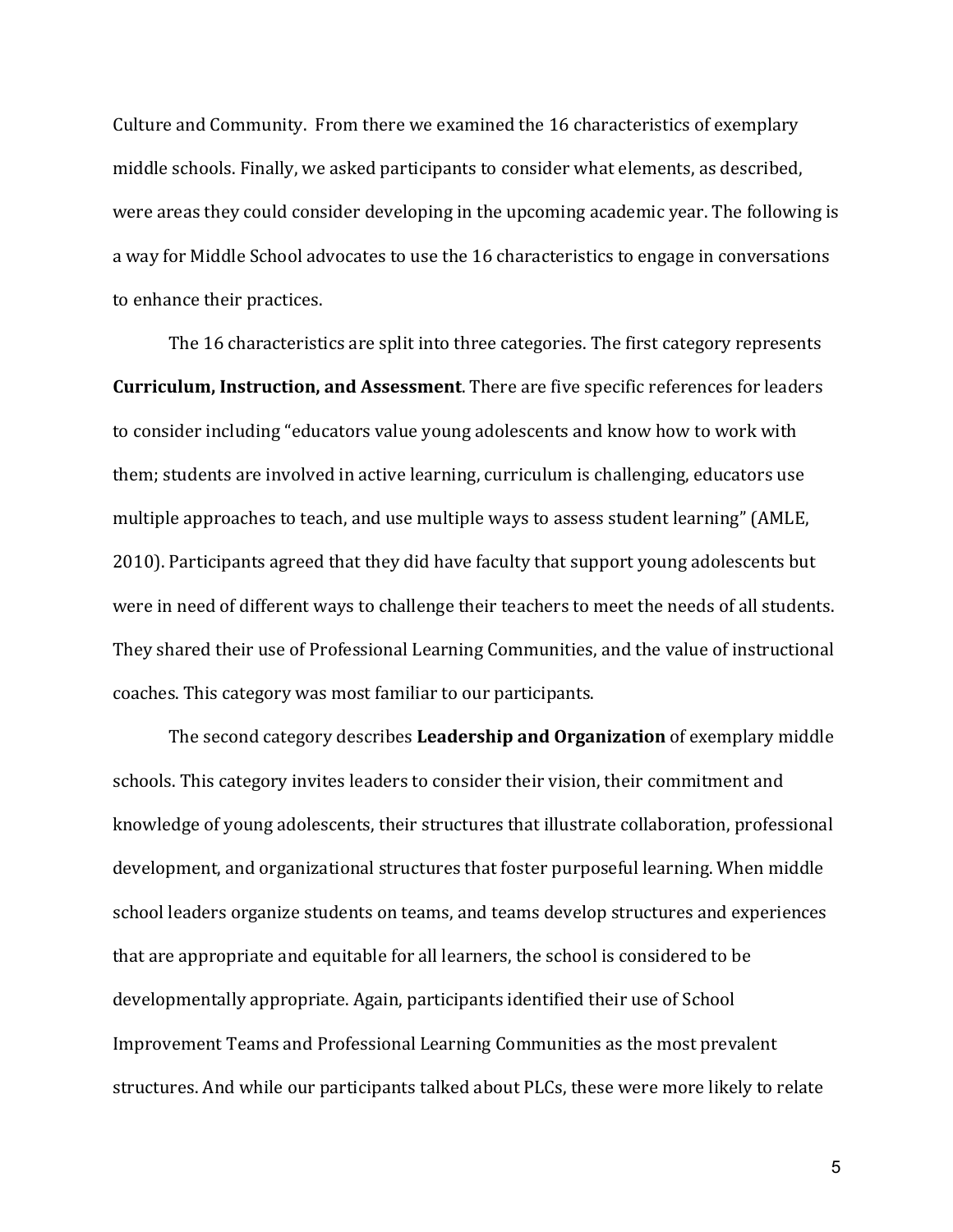Culture and Community. From there we examined the 16 characteristics of exemplary middle schools. Finally, we asked participants to consider what elements, as described, were areas they could consider developing in the upcoming academic year. The following is a way for Middle School advocates to use the 16 characteristics to engage in conversations to enhance their practices.

The 16 characteristics are split into three categories. The first category represents **Curriculum, Instruction, and Assessment**. There are five specific references for leaders to consider including "educators value young adolescents and know how to work with them; students are involved in active learning, curriculum is challenging, educators use multiple approaches to teach, and use multiple ways to assess student learning" (AMLE, 2010). Participants agreed that they did have faculty that support young adolescents but were in need of different ways to challenge their teachers to meet the needs of all students. They shared their use of Professional Learning Communities, and the value of instructional coaches. This category was most familiar to our participants.

The second category describes **Leadership and Organization** of exemplary middle schools. This category invites leaders to consider their vision, their commitment and knowledge of young adolescents, their structures that illustrate collaboration, professional development, and organizational structures that foster purposeful learning. When middle school leaders organize students on teams, and teams develop structures and experiences that are appropriate and equitable for all learners, the school is considered to be developmentally appropriate. Again, participants identified their use of School Improvement Teams and Professional Learning Communities as the most prevalent structures. And while our participants talked about PLCs, these were more likely to relate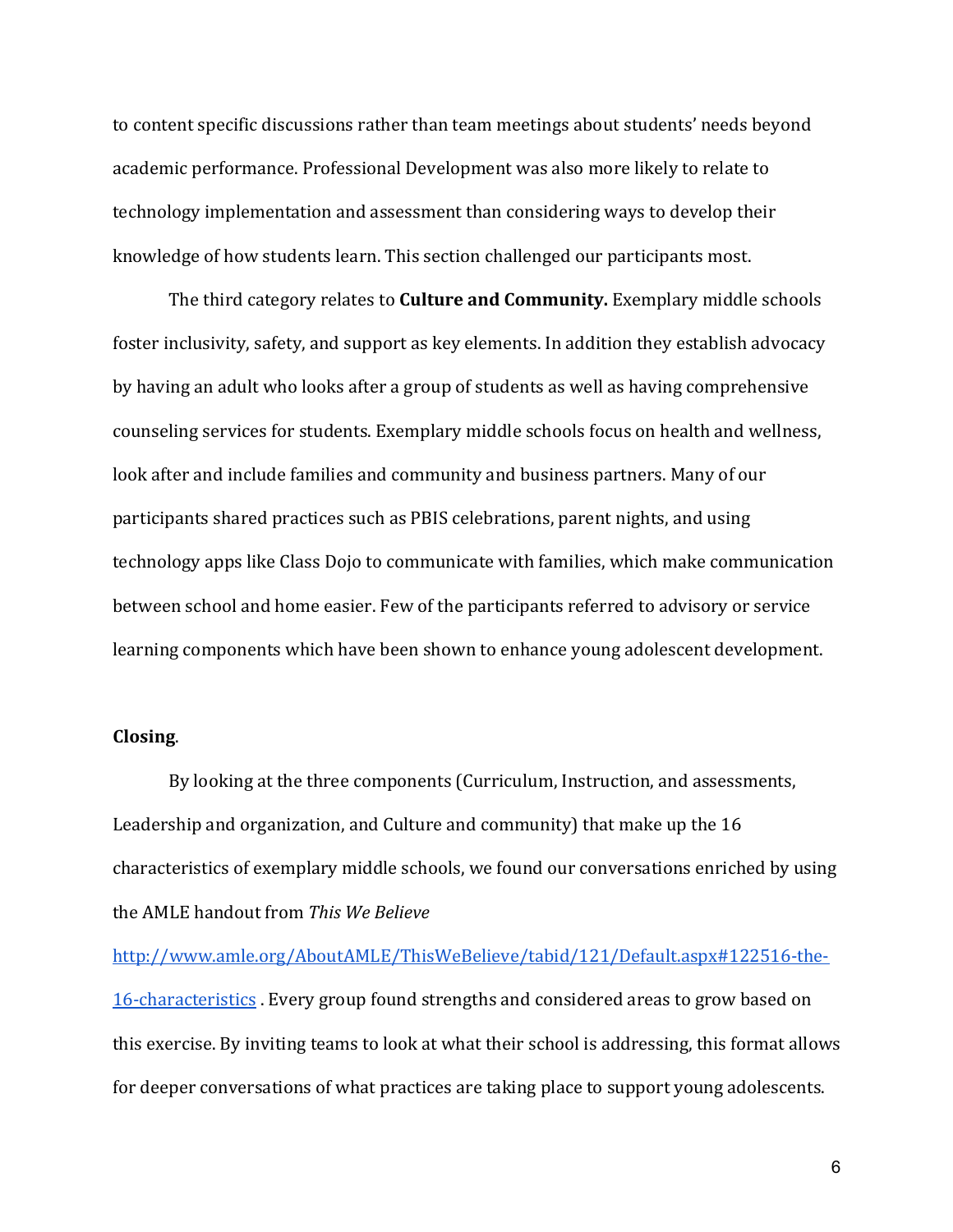to content specific discussions rather than team meetings about students' needs beyond academic performance. Professional Development was also more likely to relate to technology implementation and assessment than considering ways to develop their knowledge of how students learn. This section challenged our participants most.

The third category relates to **Culture and Community.** Exemplary middle schools foster inclusivity, safety, and support as key elements. In addition they establish advocacy by having an adult who looks after a group of students as well as having comprehensive counseling services for students. Exemplary middle schools focus on health and wellness, look after and include families and community and business partners. Many of our participants shared practices such as PBIS celebrations, parent nights, and using technology apps like Class Dojo to communicate with families, which make communication between school and home easier. Few of the participants referred to advisory or service learning components which have been shown to enhance young adolescent development.

**Closing**.

By looking at the three components (Curriculum, Instruction, and assessments, Leadership and organization, and Culture and community) that make up the 16 characteristics of exemplary middle schools, we found our conversations enriched by using the AMLE handout from *This We Believe* [http://www.amle.org/AboutAMLE/ThisWeBelieve/tabid/121/Default.aspx#122516-the-16-characteristics](http://www.amle.org/AboutAMLE/ThisWeBelieve/tabid/121/Default.aspx#122516-the-16-characteristics) . Every group found strengths and considered areas to grow based on this exercise. By inviting teams to look at what their school is addressing, this format allows for deeper conversations of what practices are taking place to support young adolescents.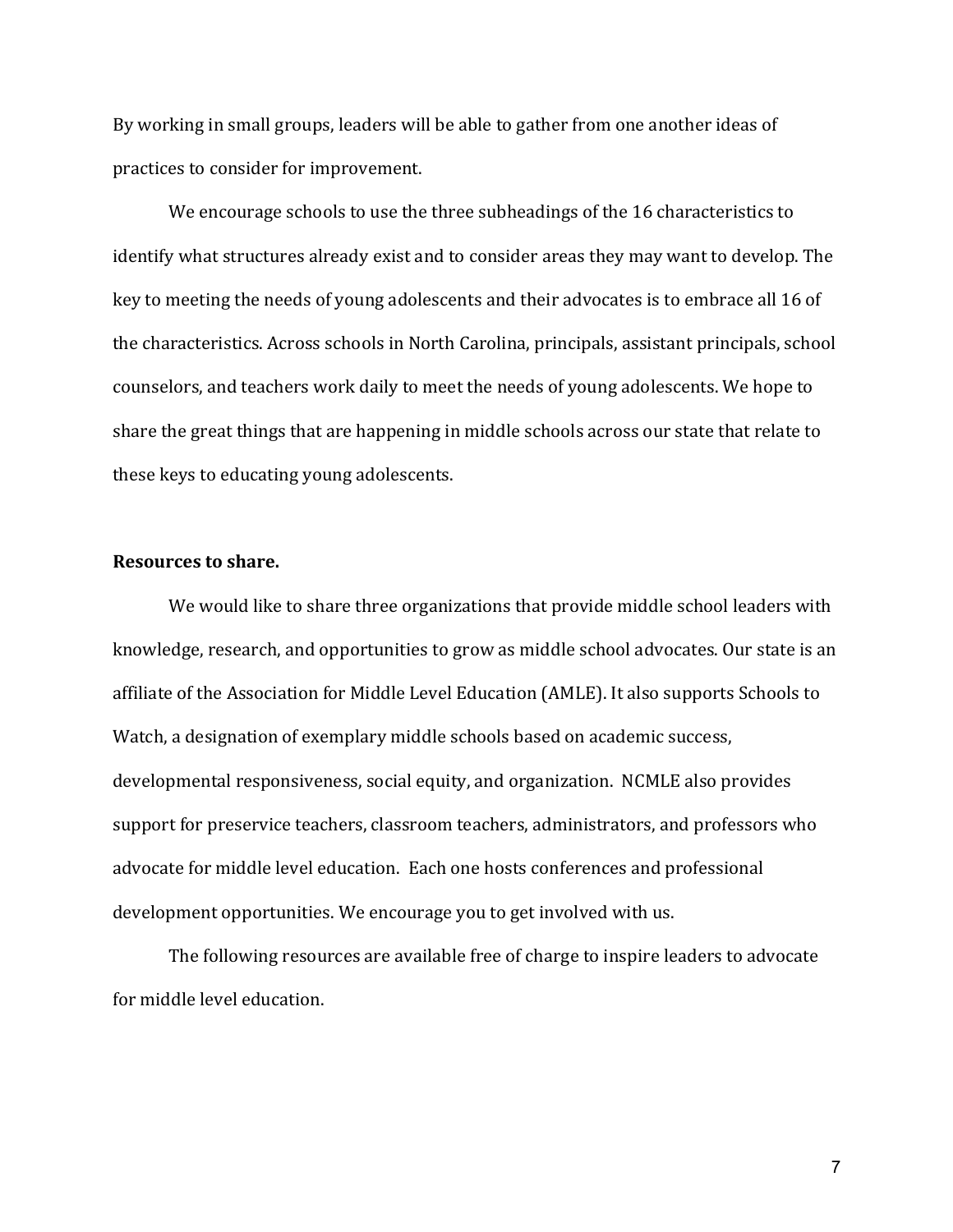By working in small groups, leaders will be able to gather from one another ideas of practices to consider for improvement.

We encourage schools to use the three subheadings of the 16 characteristics to identify what structures already exist and to consider areas they may want to develop. The key to meeting the needs of young adolescents and their advocates is to embrace all 16 of the characteristics. Across schools in North Carolina, principals, assistant principals, school counselors, and teachers work daily to meet the needs of young adolescents. We hope to share the great things that are happening in middle schools across our state that relate to these keys to educating young adolescents.

**Resources to share.**

We would like to share three organizations that provide middle school leaders with knowledge, research, and opportunities to grow as middle school advocates. Our state is an affiliate of the Association for Middle Level Education (AMLE). It also supports Schools to Watch, a designation of exemplary middle schools based on academic success, developmental responsiveness, social equity, and organization. NCMLE also provides support for preservice teachers, classroom teachers, administrators, and professors who advocate for middle level education. Each one hosts conferences and professional development opportunities. We encourage you to get involved with us.

The following resources are available free of charge to inspire leaders to advocate for middle level education.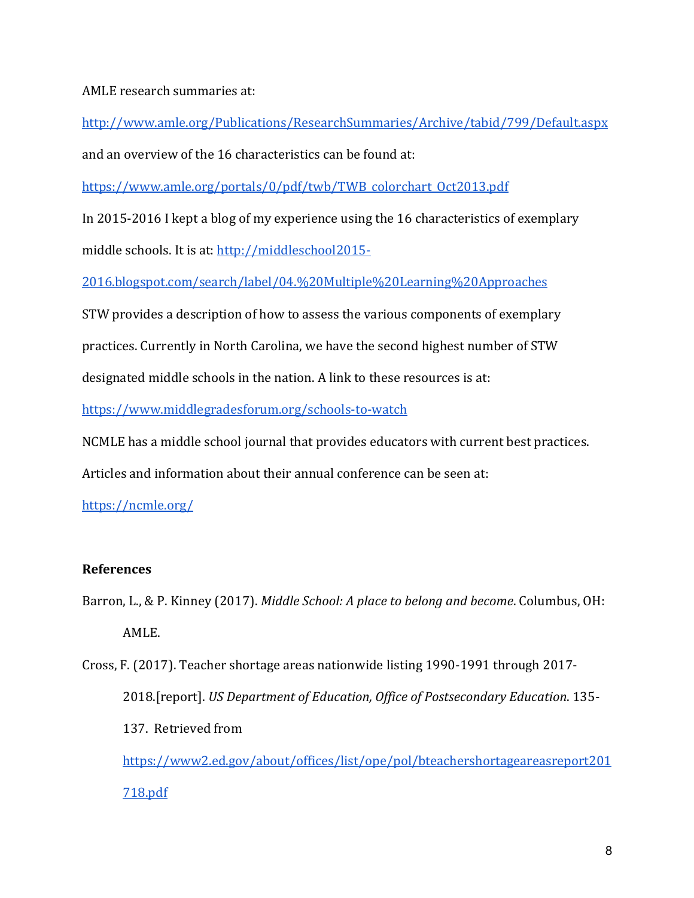AMLE research summaries at:

http://www.amle.org/Publications/ResearchSummaries/Archive/tabid/799/Default.aspx

and an overview of the 16 characteristics can be found at:

https://www.amle.org/portals/0/pdf/twb/TWB_colorchart_Oct2013.pdf

In 2015-2016 I kept a blog of my experience using the 16 characteristics of exemplary middle schools. It is at: http://middleschool2015-2016.blogspot.com/search/label/04.%20Multiple%20Learning%20Approaches

STW provides a description of how to assess the various components of exemplary practices. Currently in North Carolina, we have the second highest number of STW designated middle schools in the nation. A link to these resources is at:

https://www.middlegradesforum.org/schools-to-watch

NCMLE has a middle school journal that provides educators with current best practices. Articles and information about their annual conference can be seen at:

https://ncmle.org/

**References**

Barron, L., & P. Kinney (2017). *Middle School: A place to belong and become*. Columbus, OH: AMLE.

Cross, F. (2017). Teacher shortage areas nationwide listing 1990-1991 through 2017-2018.[report]. *US Department of Education, Office of Postsecondary Education*. 135-137. Retrieved from https://www2.ed.gov/about/offices/list/ope/pol/bteachershortageareasreport201718.pdf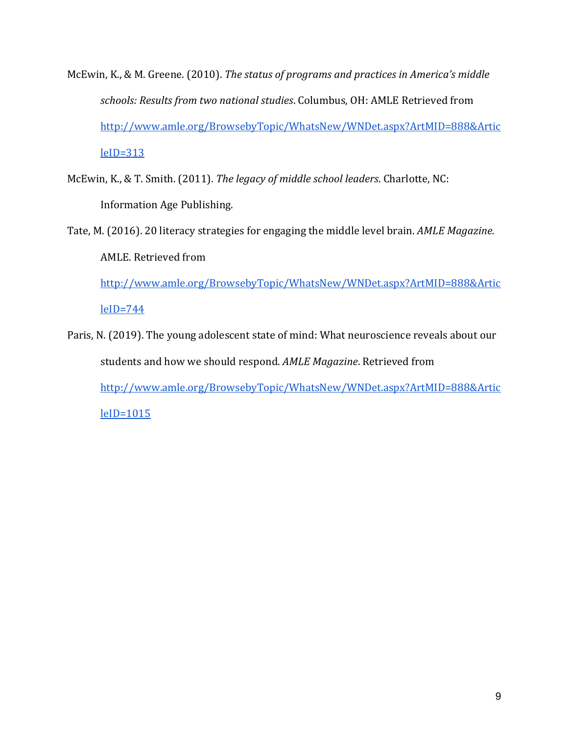McEwin, K., & M. Greene. (2010). *The status of programs and practices in America's middle schools: Results from two national studies*. Columbus, OH: AMLE Retrieved from http://www.amle.org/BrowsebyTopic/WhatsNew/WNDet.aspx?ArtMID=888&ArticleID=313

McEwin, K., & T. Smith. (2011). *The legacy of middle school leaders*. Charlotte, NC: Information Age Publishing.

Tate, M. (2016). 20 literacy strategies for engaging the middle level brain. *AMLE Magazine.* AMLE. Retrieved from http://www.amle.org/BrowsebyTopic/WhatsNew/WNDet.aspx?ArtMID=888&ArticleID=744

Paris, N. (2019). The young adolescent state of mind: What neuroscience reveals about our students and how we should respond. *AMLE Magazine*. Retrieved from http://www.amle.org/BrowsebyTopic/WhatsNew/WNDet.aspx?ArtMID=888&ArticleID=1015